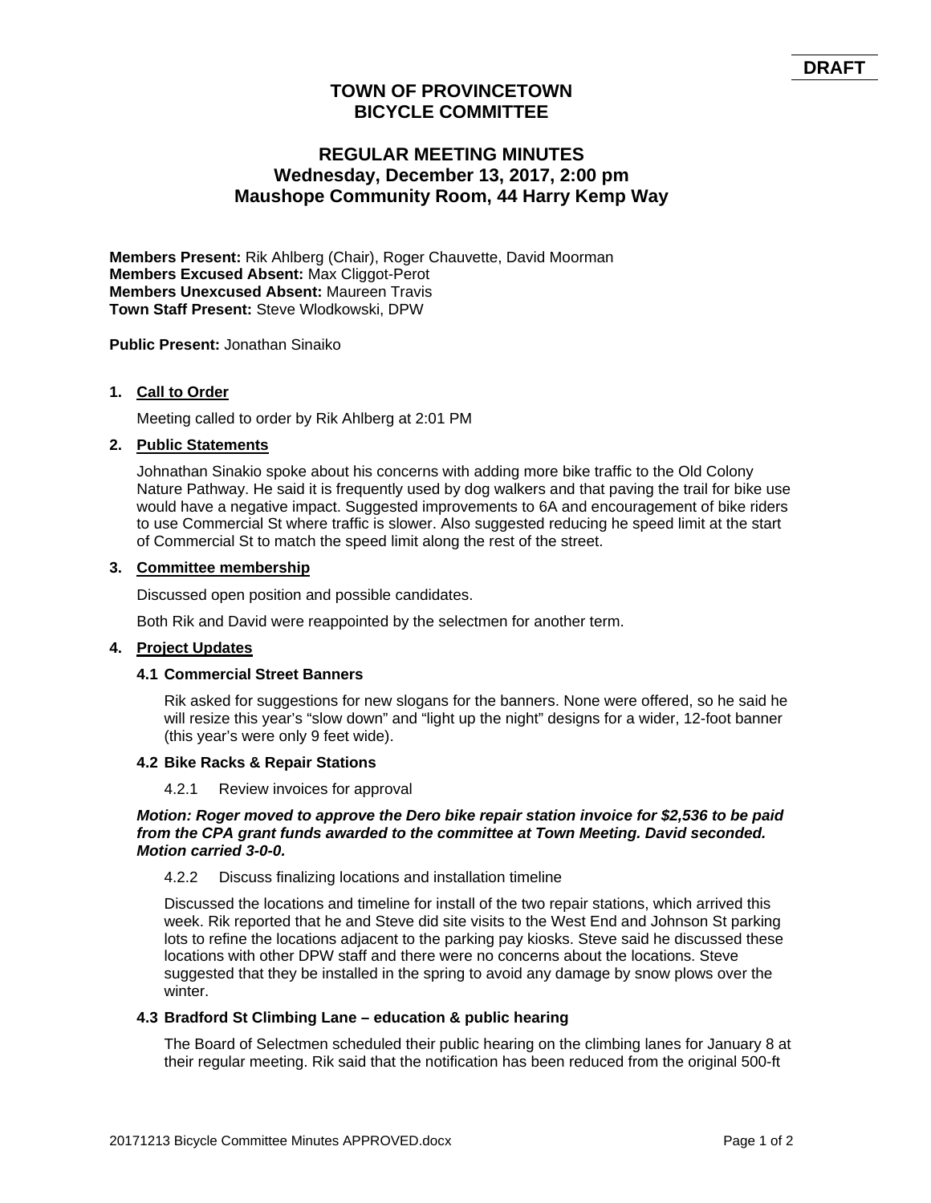**DRAFT**

# TOWN OF PROVINCETOWN
# BICYCLE COMMITTEE

## REGULAR MEETING MINUTES
## Wednesday, December 13, 2017, 2:00 pm
## Maushope Community Room, 44 Harry Kemp Way

**Members Present:** Rik Ahlberg (Chair), Roger Chauvette, David Moorman
**Members Excused Absent:** Max Cliggot-Perot
**Members Unexcused Absent:** Maureen Travis
**Town Staff Present:** Steve Wlodkowski, DPW

**Public Present:** Jonathan Sinaiko

### 1. Call to Order

Meeting called to order by Rik Ahlberg at 2:01 PM

### 2. Public Statements

Johnathan Sinakio spoke about his concerns with adding more bike traffic to the Old Colony Nature Pathway. He said it is frequently used by dog walkers and that paving the trail for bike use would have a negative impact. Suggested improvements to 6A and encouragement of bike riders to use Commercial St where traffic is slower. Also suggested reducing he speed limit at the start of Commercial St to match the speed limit along the rest of the street.

### 3. Committee membership

Discussed open position and possible candidates.

Both Rik and David were reappointed by the selectmen for another term.

### 4. Project Updates

#### 4.1 Commercial Street Banners

Rik asked for suggestions for new slogans for the banners. None were offered, so he said he will resize this year's "slow down" and "light up the night" designs for a wider, 12-foot banner (this year's were only 9 feet wide).

#### 4.2 Bike Racks & Repair Stations

4.2.1 Review invoices for approval

***Motion: Roger moved to approve the Dero bike repair station invoice for $2,536 to be paid from the CPA grant funds awarded to the committee at Town Meeting. David seconded. Motion carried 3-0-0.***

4.2.2 Discuss finalizing locations and installation timeline

Discussed the locations and timeline for install of the two repair stations, which arrived this week. Rik reported that he and Steve did site visits to the West End and Johnson St parking lots to refine the locations adjacent to the parking pay kiosks. Steve said he discussed these locations with other DPW staff and there were no concerns about the locations. Steve suggested that they be installed in the spring to avoid any damage by snow plows over the winter.

#### 4.3 Bradford St Climbing Lane – education & public hearing

The Board of Selectmen scheduled their public hearing on the climbing lanes for January 8 at their regular meeting. Rik said that the notification has been reduced from the original 500-ft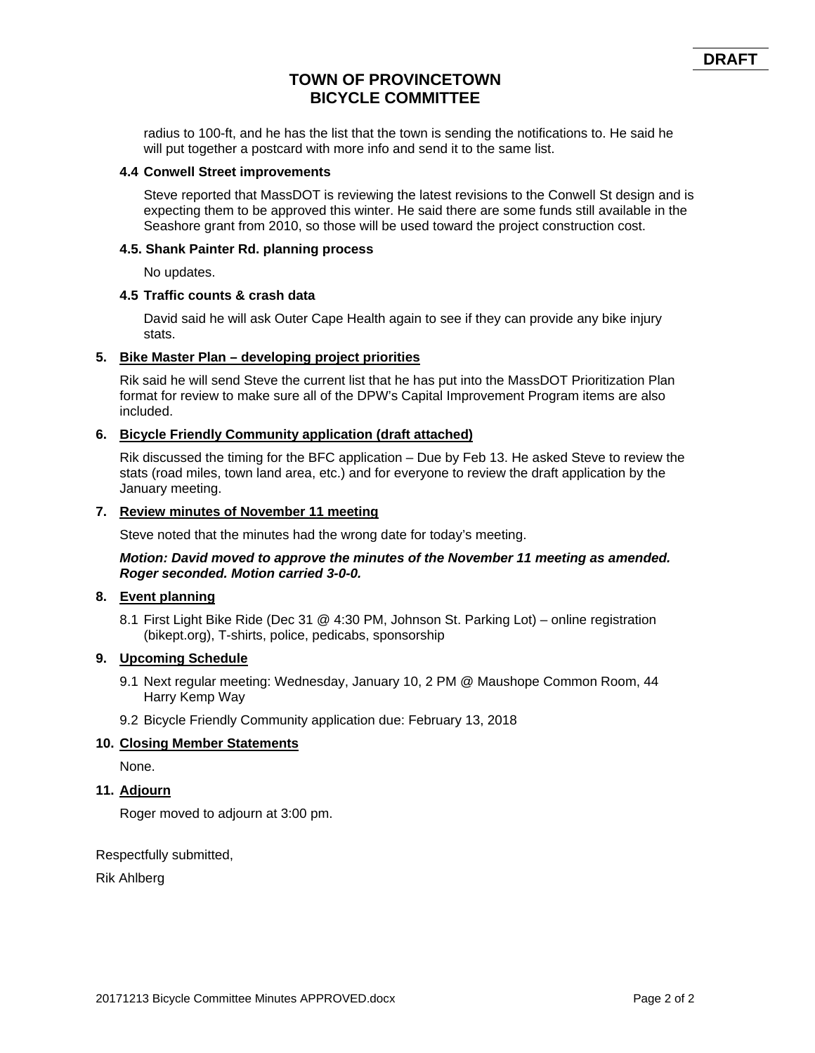radius to 100-ft, and he has the list that the town is sending the notifications to. He said he will put together a postcard with more info and send it to the same list.

### 4.4 Conwell Street improvements

Steve reported that MassDOT is reviewing the latest revisions to the Conwell St design and is expecting them to be approved this winter. He said there are some funds still available in the Seashore grant from 2010, so those will be used toward the project construction cost.

### 4.5. Shank Painter Rd. planning process

No updates.

### 4.5 Traffic counts & crash data

David said he will ask Outer Cape Health again to see if they can provide any bike injury stats.

## 5. Bike Master Plan – developing project priorities

Rik said he will send Steve the current list that he has put into the MassDOT Prioritization Plan format for review to make sure all of the DPW's Capital Improvement Program items are also included.

## 6. Bicycle Friendly Community application (draft attached)

Rik discussed the timing for the BFC application – Due by Feb 13. He asked Steve to review the stats (road miles, town land area, etc.) and for everyone to review the draft application by the January meeting.

## 7. Review minutes of November 11 meeting

Steve noted that the minutes had the wrong date for today's meeting.

***Motion: David moved to approve the minutes of the November 11 meeting as amended. Roger seconded. Motion carried 3-0-0.***

## 8. Event planning

8.1 First Light Bike Ride (Dec 31 @ 4:30 PM, Johnson St. Parking Lot) – online registration (bikept.org), T-shirts, police, pedicabs, sponsorship

## 9. Upcoming Schedule

9.1 Next regular meeting: Wednesday, January 10, 2 PM @ Maushope Common Room, 44 Harry Kemp Way

9.2 Bicycle Friendly Community application due: February 13, 2018

## 10. Closing Member Statements

None.

## 11. Adjourn

Roger moved to adjourn at 3:00 pm.

Respectfully submitted,

Rik Ahlberg